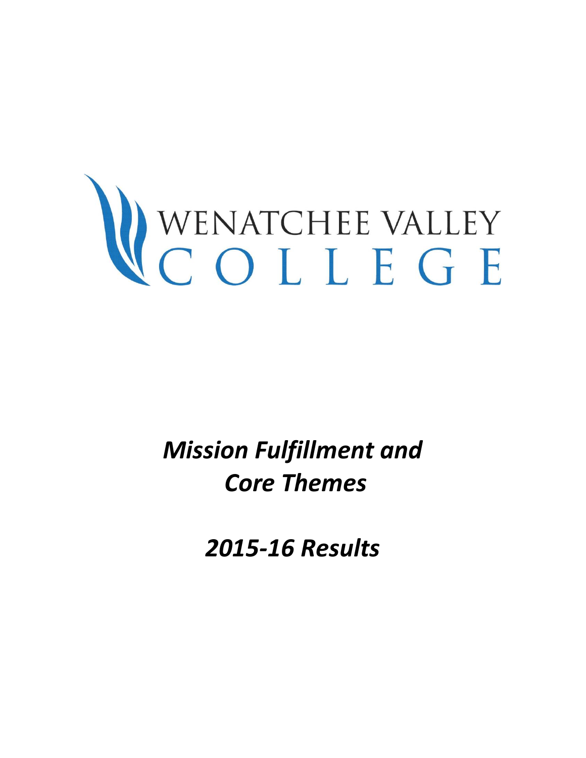# WENATCHEE VALLEY COLLEGE

## *Mission Fulfillment and Core Themes*

## *2015-16 Results*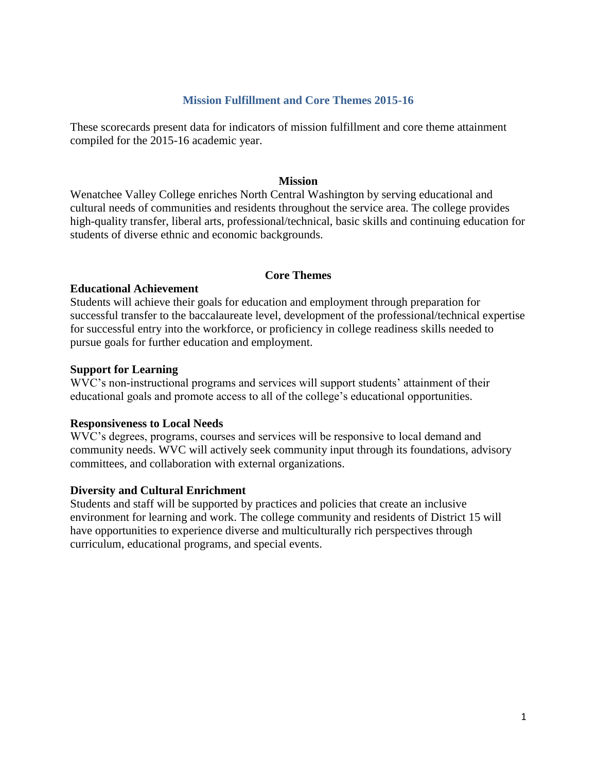# Mission Fulfillment and Core Themes 2015-16

These scorecards present data for indicators of mission fulfillment and core theme attainment compiled for the 2015-16 academic year.

## Mission

Wenatchee Valley College enriches North Central Washington by serving educational and cultural needs of communities and residents throughout the service area. The college provides high-quality transfer, liberal arts, professional/technical, basic skills and continuing education for students of diverse ethnic and economic backgrounds.

## Core Themes

### Educational Achievement

Students will achieve their goals for education and employment through preparation for successful transfer to the baccalaureate level, development of the professional/technical expertise for successful entry into the workforce, or proficiency in college readiness skills needed to pursue goals for further education and employment.

### Support for Learning

WVC's non-instructional programs and services will support students' attainment of their educational goals and promote access to all of the college's educational opportunities.

### Responsiveness to Local Needs

WVC's degrees, programs, courses and services will be responsive to local demand and community needs. WVC will actively seek community input through its foundations, advisory committees, and collaboration with external organizations.

### Diversity and Cultural Enrichment

Students and staff will be supported by practices and policies that create an inclusive environment for learning and work. The college community and residents of District 15 will have opportunities to experience diverse and multiculturally rich perspectives through curriculum, educational programs, and special events.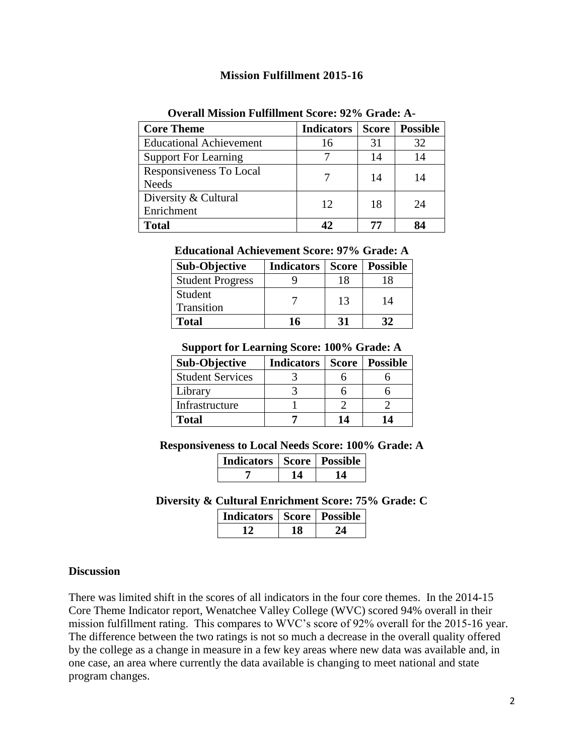# Mission Fulfillment 2015-16

**Overall Mission Fulfillment Score: 92% Grade: A-**

| Core Theme | Indicators | Score | Possible |
|---|---|---|---|
| Educational Achievement | 16 | 31 | 32 |
| Support For Learning | 7 | 14 | 14 |
| Responsiveness To Local Needs | 7 | 14 | 14 |
| Diversity & Cultural Enrichment | 12 | 18 | 24 |
| **Total** | **42** | **77** | **84** |

**Educational Achievement Score: 97% Grade: A**

| Sub-Objective | Indicators | Score | Possible |
|---|---|---|---|
| Student Progress | 9 | 18 | 18 |
| Student Transition | 7 | 13 | 14 |
| **Total** | **16** | **31** | **32** |

**Support for Learning Score: 100% Grade: A**

| Sub-Objective | Indicators | Score | Possible |
|---|---|---|---|
| Student Services | 3 | 6 | 6 |
| Library | 3 | 6 | 6 |
| Infrastructure | 1 | 2 | 2 |
| **Total** | **7** | **14** | **14** |

**Responsiveness to Local Needs Score: 100% Grade: A**

| Indicators | Score | Possible |
|---|---|---|
| **7** | **14** | **14** |

**Diversity & Cultural Enrichment Score: 75% Grade: C**

| Indicators | Score | Possible |
|---|---|---|
| **12** | **18** | **24** |

## Discussion

There was limited shift in the scores of all indicators in the four core themes. In the 2014-15 Core Theme Indicator report, Wenatchee Valley College (WVC) scored 94% overall in their mission fulfillment rating. This compares to WVC's score of 92% overall for the 2015-16 year. The difference between the two ratings is not so much a decrease in the overall quality offered by the college as a change in measure in a few key areas where new data was available and, in one case, an area where currently the data available is changing to meet national and state program changes.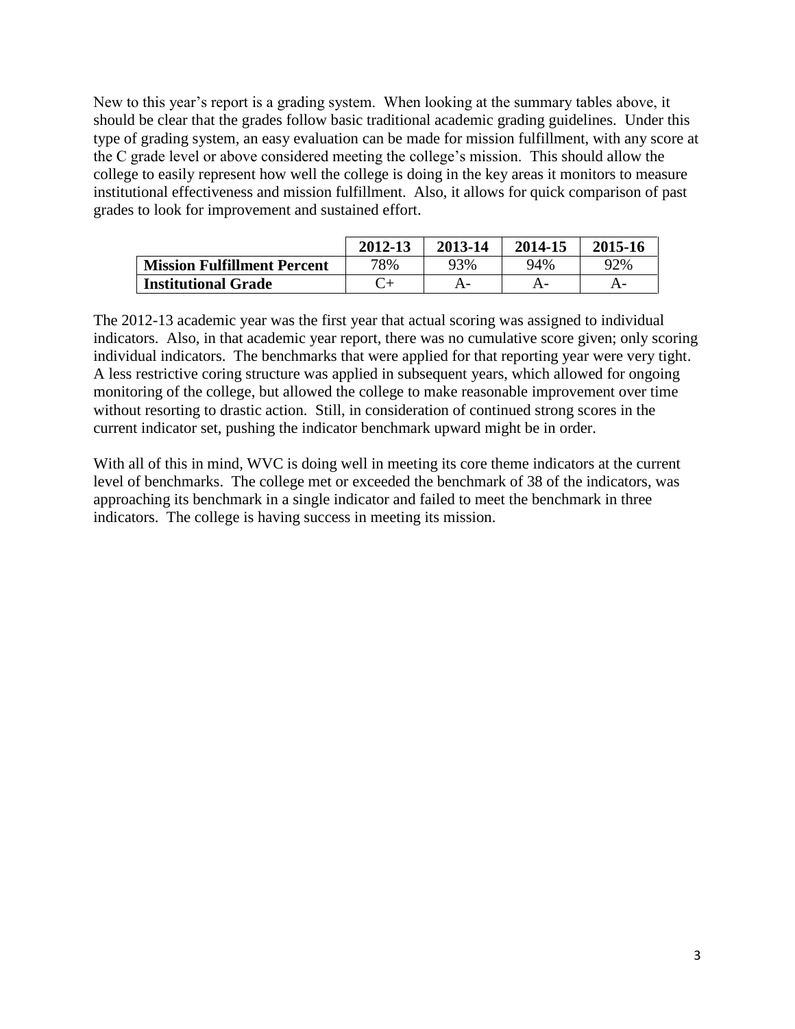New to this year's report is a grading system. When looking at the summary tables above, it should be clear that the grades follow basic traditional academic grading guidelines. Under this type of grading system, an easy evaluation can be made for mission fulfillment, with any score at the C grade level or above considered meeting the college's mission. This should allow the college to easily represent how well the college is doing in the key areas it monitors to measure institutional effectiveness and mission fulfillment. Also, it allows for quick comparison of past grades to look for improvement and sustained effort.

| | 2012-13 | 2013-14 | 2014-15 | 2015-16 |
|---|---|---|---|---|
| **Mission Fulfillment Percent** | 78% | 93% | 94% | 92% |
| **Institutional Grade** | C+ | A- | A- | A- |

The 2012-13 academic year was the first year that actual scoring was assigned to individual indicators. Also, in that academic year report, there was no cumulative score given; only scoring individual indicators. The benchmarks that were applied for that reporting year were very tight. A less restrictive coring structure was applied in subsequent years, which allowed for ongoing monitoring of the college, but allowed the college to make reasonable improvement over time without resorting to drastic action. Still, in consideration of continued strong scores in the current indicator set, pushing the indicator benchmark upward might be in order.

With all of this in mind, WVC is doing well in meeting its core theme indicators at the current level of benchmarks. The college met or exceeded the benchmark of 38 of the indicators, was approaching its benchmark in a single indicator and failed to meet the benchmark in three indicators. The college is having success in meeting its mission.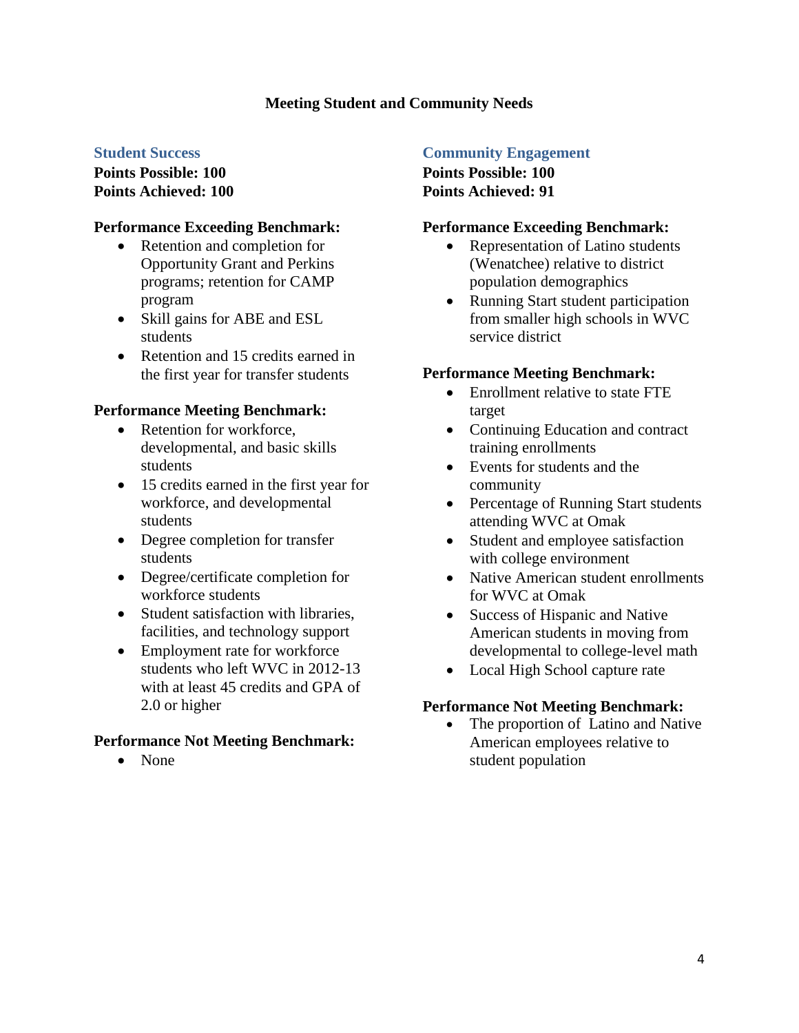# Meeting Student and Community Needs

## Student Success

**Points Possible: 100**
**Points Achieved: 100**

**Performance Exceeding Benchmark:**

- Retention and completion for Opportunity Grant and Perkins programs; retention for CAMP program
- Skill gains for ABE and ESL students
- Retention and 15 credits earned in the first year for transfer students

**Performance Meeting Benchmark:**

- Retention for workforce, developmental, and basic skills students
- 15 credits earned in the first year for workforce, and developmental students
- Degree completion for transfer students
- Degree/certificate completion for workforce students
- Student satisfaction with libraries, facilities, and technology support
- Employment rate for workforce students who left WVC in 2012-13 with at least 45 credits and GPA of 2.0 or higher

**Performance Not Meeting Benchmark:**

- None

## Community Engagement

**Points Possible: 100**
**Points Achieved: 91**

**Performance Exceeding Benchmark:**

- Representation of Latino students (Wenatchee) relative to district population demographics
- Running Start student participation from smaller high schools in WVC service district

**Performance Meeting Benchmark:**

- Enrollment relative to state FTE target
- Continuing Education and contract training enrollments
- Events for students and the community
- Percentage of Running Start students attending WVC at Omak
- Student and employee satisfaction with college environment
- Native American student enrollments for WVC at Omak
- Success of Hispanic and Native American students in moving from developmental to college-level math
- Local High School capture rate

**Performance Not Meeting Benchmark:**

- The proportion of Latino and Native American employees relative to student population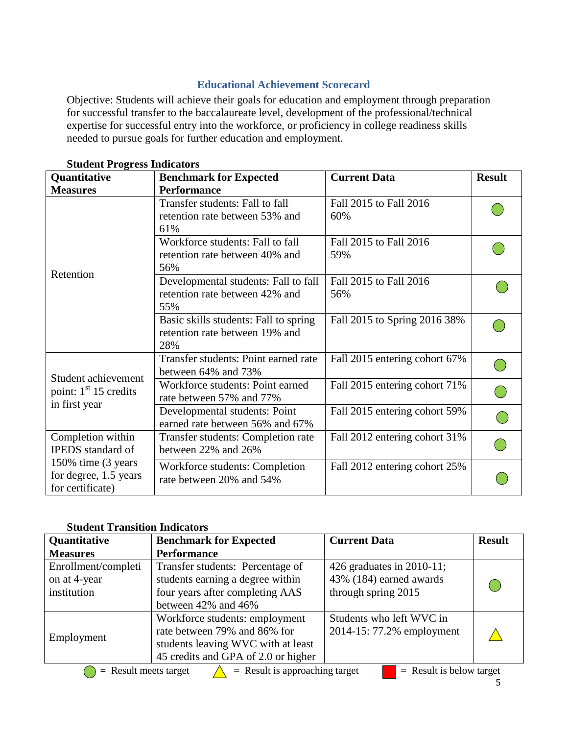## Educational Achievement Scorecard

Objective: Students will achieve their goals for education and employment through preparation for successful transfer to the baccalaureate level, development of the professional/technical expertise for successful entry into the workforce, or proficiency in college readiness skills needed to pursue goals for further education and employment.

**Student Progress Indicators**

| Quantitative Measures | Benchmark for Expected Performance | Current Data | Result |
|---|---|---|---|
| Retention | Transfer students: Fall to fall retention rate between 53% and 61% | Fall 2015 to Fall 2016 60% | ● (green circle) |
| | Workforce students: Fall to fall retention rate between 40% and 56% | Fall 2015 to Fall 2016 59% | ● (green circle) |
| | Developmental students: Fall to fall retention rate between 42% and 55% | Fall 2015 to Fall 2016 56% | ● (green circle) |
| | Basic skills students: Fall to spring retention rate between 19% and 28% | Fall 2015 to Spring 2016 38% | ● (green circle) |
| Student achievement point: 1st 15 credits in first year | Transfer students: Point earned rate between 64% and 73% | Fall 2015 entering cohort 67% | ● (green circle) |
| | Workforce students: Point earned rate between 57% and 77% | Fall 2015 entering cohort 71% | ● (green circle) |
| | Developmental students: Point earned rate between 56% and 67% | Fall 2015 entering cohort 59% | ● (green circle) |
| Completion within IPEDS standard of 150% time (3 years for degree, 1.5 years for certificate) | Transfer students: Completion rate between 22% and 26% | Fall 2012 entering cohort 31% | ● (green circle) |
| | Workforce students: Completion rate between 20% and 54% | Fall 2012 entering cohort 25% | ● (green circle) |

**Student Transition Indicators**

| Quantitative Measures | Benchmark for Expected Performance | Current Data | Result |
|---|---|---|---|
| Enrollment/completion at 4-year institution | Transfer students: Percentage of students earning a degree within four years after completing AAS between 42% and 46% | 426 graduates in 2010-11; 43% (184) earned awards through spring 2015 | ● (green circle) |
| Employment | Workforce students: employment rate between 79% and 86% for students leaving WVC with at least 45 credits and GPA of 2.0 or higher | Students who left WVC in 2014-15: 77.2% employment | ▲ (yellow triangle) |

● (green circle) = Result meets target ▲ (yellow triangle) = Result is approaching target ■ (red square) = Result is below target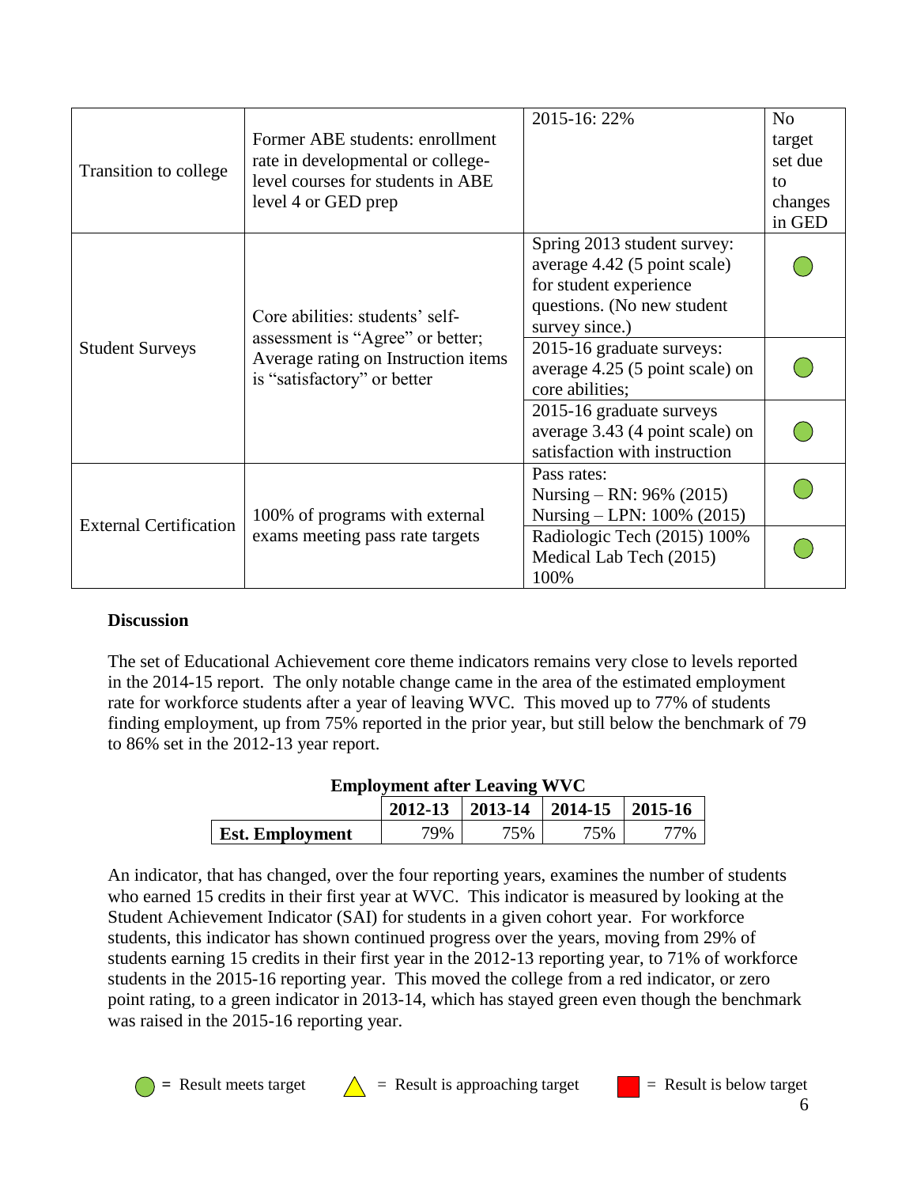| Transition to college | Former ABE students: enrollment rate in developmental or college-level courses for students in ABE level 4 or GED prep | 2015-16: 22% | No target set due to changes in GED |
|---|---|---|---|
| Student Surveys | Core abilities: students' self-assessment is "Agree" or better; Average rating on Instruction items is "satisfactory" or better | Spring 2013 student survey: average 4.42 (5 point scale) for student experience questions. (No new student survey since.) | ● |
| | | 2015-16 graduate surveys: average 4.25 (5 point scale) on core abilities; | ● |
| | | 2015-16 graduate surveys average 3.43 (4 point scale) on satisfaction with instruction | ● |
| External Certification | 100% of programs with external exams meeting pass rate targets | Pass rates: Nursing – RN: 96% (2015) Nursing – LPN: 100% (2015) | ● |
| | | Radiologic Tech (2015) 100% Medical Lab Tech (2015) 100% | ● |

**Discussion**

The set of Educational Achievement core theme indicators remains very close to levels reported in the 2014-15 report. The only notable change came in the area of the estimated employment rate for workforce students after a year of leaving WVC. This moved up to 77% of students finding employment, up from 75% reported in the prior year, but still below the benchmark of 79 to 86% set in the 2012-13 year report.

**Employment after Leaving WVC**

| | 2012-13 | 2013-14 | 2014-15 | 2015-16 |
|---|---|---|---|---|
| **Est. Employment** | 79% | 75% | 75% | 77% |

An indicator, that has changed, over the four reporting years, examines the number of students who earned 15 credits in their first year at WVC. This indicator is measured by looking at the Student Achievement Indicator (SAI) for students in a given cohort year. For workforce students, this indicator has shown continued progress over the years, moving from 29% of students earning 15 credits in their first year in the 2012-13 reporting year, to 71% of workforce students in the 2015-16 reporting year. This moved the college from a red indicator, or zero point rating, to a green indicator in 2013-14, which has stayed green even though the benchmark was raised in the 2015-16 reporting year.

● = Result meets target ▲ = Result is approaching target ■ = Result is below target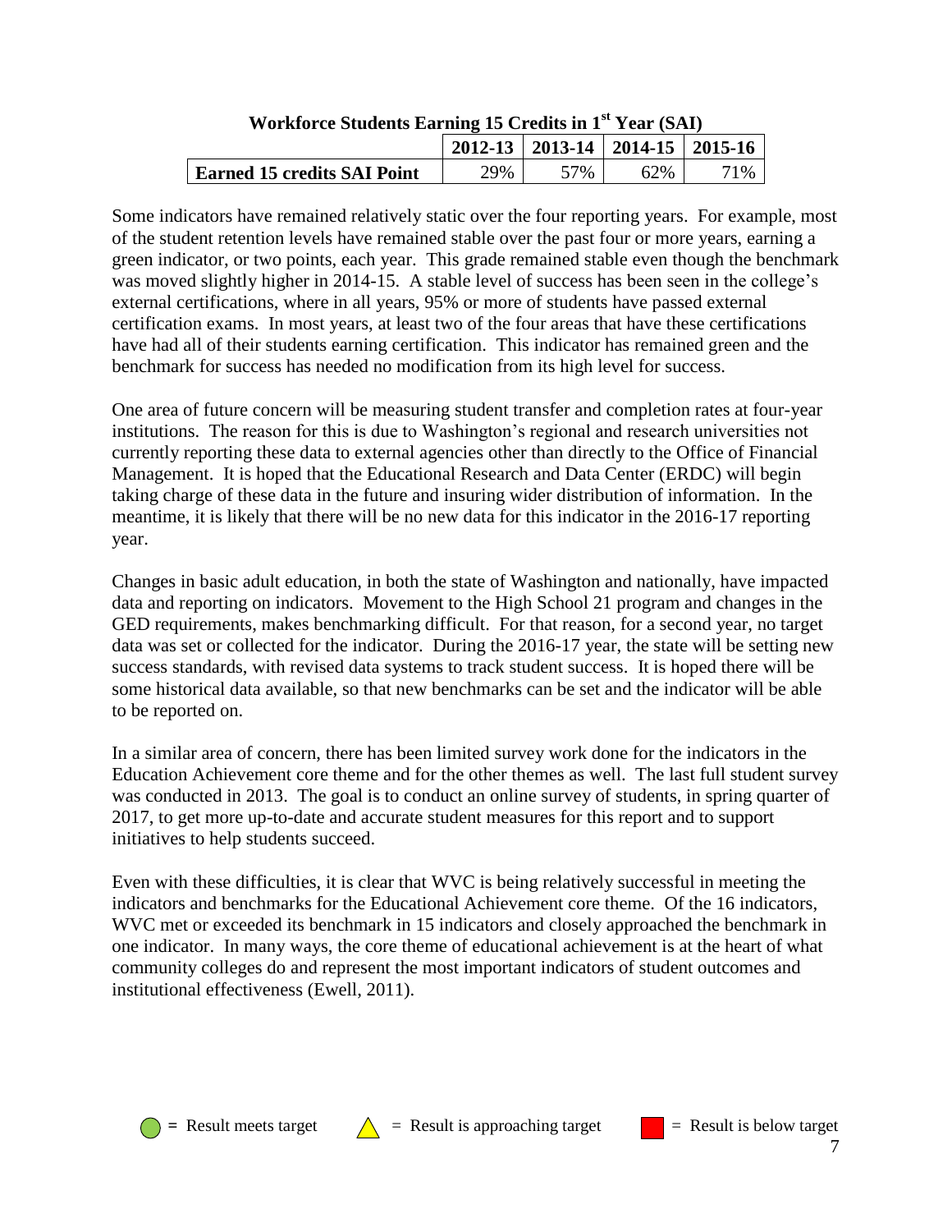**Workforce Students Earning 15 Credits in 1st Year (SAI)**

| | 2012-13 | 2013-14 | 2014-15 | 2015-16 |
|---|---|---|---|---|
| **Earned 15 credits SAI Point** | 29% | 57% | 62% | 71% |

Some indicators have remained relatively static over the four reporting years. For example, most of the student retention levels have remained stable over the past four or more years, earning a green indicator, or two points, each year. This grade remained stable even though the benchmark was moved slightly higher in 2014-15. A stable level of success has been seen in the college's external certifications, where in all years, 95% or more of students have passed external certification exams. In most years, at least two of the four areas that have these certifications have had all of their students earning certification. This indicator has remained green and the benchmark for success has needed no modification from its high level for success.

One area of future concern will be measuring student transfer and completion rates at four-year institutions. The reason for this is due to Washington's regional and research universities not currently reporting these data to external agencies other than directly to the Office of Financial Management. It is hoped that the Educational Research and Data Center (ERDC) will begin taking charge of these data in the future and insuring wider distribution of information. In the meantime, it is likely that there will be no new data for this indicator in the 2016-17 reporting year.

Changes in basic adult education, in both the state of Washington and nationally, have impacted data and reporting on indicators. Movement to the High School 21 program and changes in the GED requirements, makes benchmarking difficult. For that reason, for a second year, no target data was set or collected for the indicator. During the 2016-17 year, the state will be setting new success standards, with revised data systems to track student success. It is hoped there will be some historical data available, so that new benchmarks can be set and the indicator will be able to be reported on.

In a similar area of concern, there has been limited survey work done for the indicators in the Education Achievement core theme and for the other themes as well. The last full student survey was conducted in 2013. The goal is to conduct an online survey of students, in spring quarter of 2017, to get more up-to-date and accurate student measures for this report and to support initiatives to help students succeed.

Even with these difficulties, it is clear that WVC is being relatively successful in meeting the indicators and benchmarks for the Educational Achievement core theme. Of the 16 indicators, WVC met or exceeded its benchmark in 15 indicators and closely approached the benchmark in one indicator. In many ways, the core theme of educational achievement is at the heart of what community colleges do and represent the most important indicators of student outcomes and institutional effectiveness (Ewell, 2011).

● = Result meets target ▲ = Result is approaching target ■ = Result is below target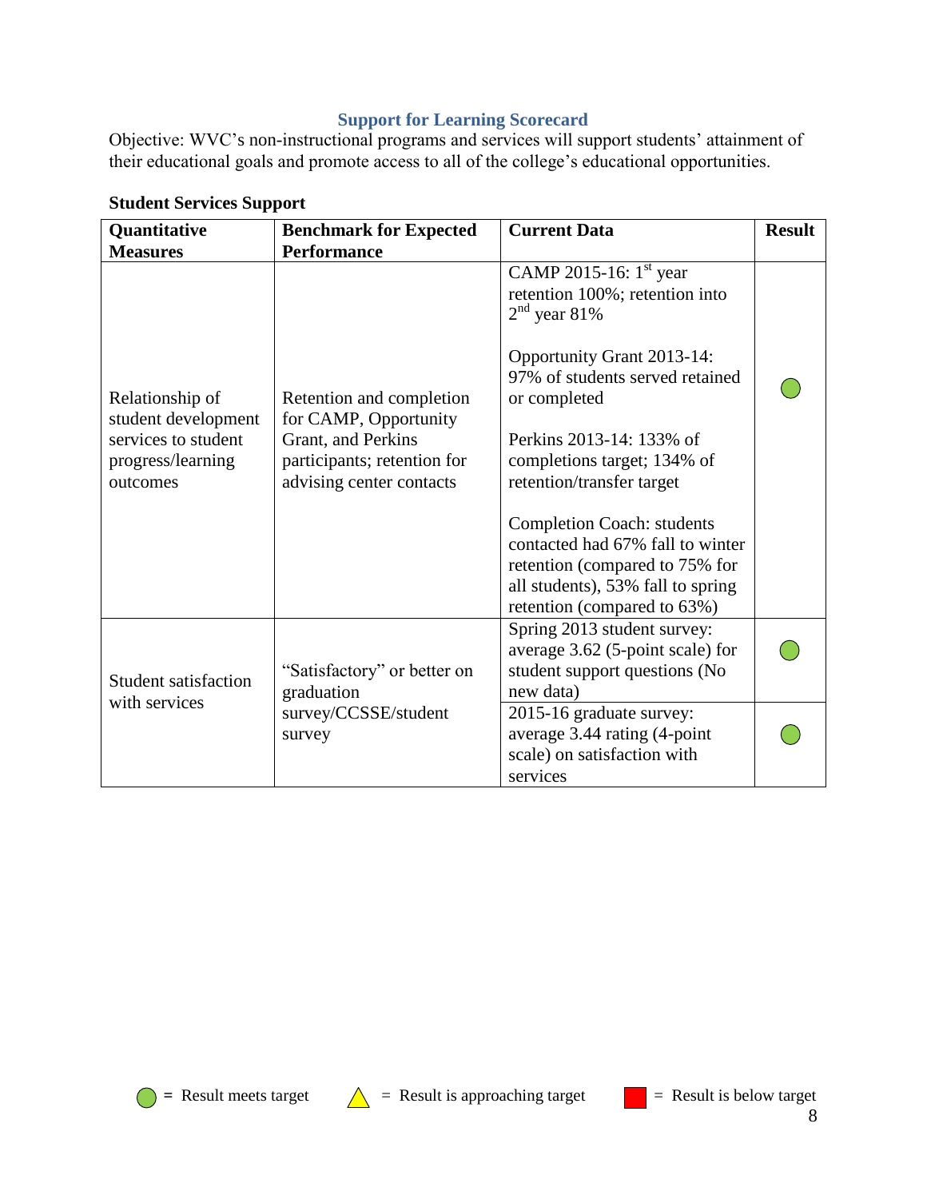## Support for Learning Scorecard

Objective: WVC's non-instructional programs and services will support students' attainment of their educational goals and promote access to all of the college's educational opportunities.

**Student Services Support**

| Quantitative Measures | Benchmark for Expected Performance | Current Data | Result |
|---|---|---|---|
| Relationship of student development services to student progress/learning outcomes | Retention and completion for CAMP, Opportunity Grant, and Perkins participants; retention for advising center contacts | CAMP 2015-16: 1st year retention 100%; retention into 2nd year 81%<br><br>Opportunity Grant 2013-14: 97% of students served retained or completed<br><br>Perkins 2013-14: 133% of completions target; 134% of retention/transfer target<br><br>Completion Coach: students contacted had 67% fall to winter retention (compared to 75% for all students), 53% fall to spring retention (compared to 63%) | Green circle (meets target) |
| Student satisfaction with services | "Satisfactory" or better on graduation survey/CCSSE/student survey | Spring 2013 student survey: average 3.62 (5-point scale) for student support questions (No new data) | Green circle (meets target) |
| | | 2015-16 graduate survey: average 3.44 rating (4-point scale) on satisfaction with services | Green circle (meets target) |

Green circle = Result meets target; Yellow triangle = Result is approaching target; Red square = Result is below target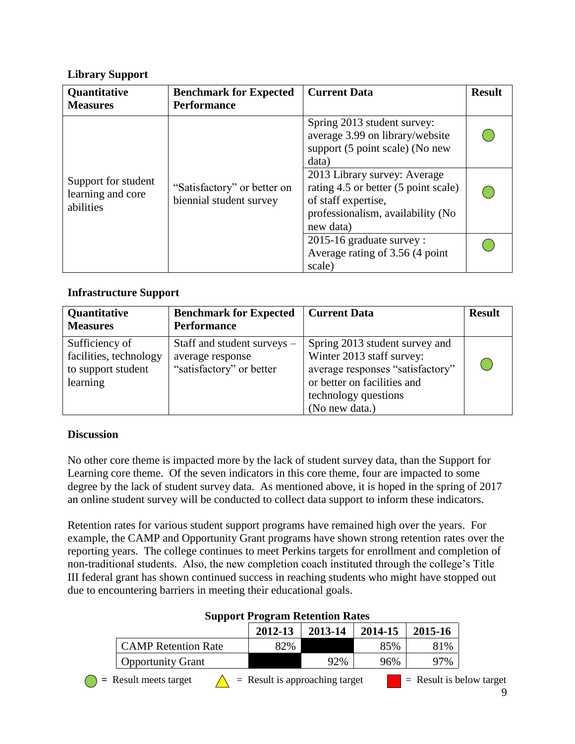### Library Support

| Quantitative Measures | Benchmark for Expected Performance | Current Data | Result |
|---|---|---|---|
| Support for student learning and core abilities | "Satisfactory" or better on biennial student survey | Spring 2013 student survey: average 3.99 on library/website support (5 point scale) (No new data) | ● |
| | | 2013 Library survey: Average rating 4.5 or better (5 point scale) of staff expertise, professionalism, availability (No new data) | ● |
| | | 2015-16 graduate survey : Average rating of 3.56 (4 point scale) | ● |

### Infrastructure Support

| Quantitative Measures | Benchmark for Expected Performance | Current Data | Result |
|---|---|---|---|
| Sufficiency of facilities, technology to support student learning | Staff and student surveys – average response "satisfactory" or better | Spring 2013 student survey and Winter 2013 staff survey: average responses "satisfactory" or better on facilities and technology questions (No new data.) | ● |

### Discussion

No other core theme is impacted more by the lack of student survey data, than the Support for Learning core theme. Of the seven indicators in this core theme, four are impacted to some degree by the lack of student survey data. As mentioned above, it is hoped in the spring of 2017 an online student survey will be conducted to collect data support to inform these indicators.

Retention rates for various student support programs have remained high over the years. For example, the CAMP and Opportunity Grant programs have shown strong retention rates over the reporting years. The college continues to meet Perkins targets for enrollment and completion of non-traditional students. Also, the new completion coach instituted through the college's Title III federal grant has shown continued success in reaching students who might have stopped out due to encountering barriers in meeting their educational goals.

**Support Program Retention Rates**

| | 2012-13 | 2013-14 | 2014-15 | 2015-16 |
|---|---|---|---|---|
| CAMP Retention Rate | 82% | | 85% | 81% |
| Opportunity Grant | | 92% | 96% | 97% |

● = Result meets target △ = Result is approaching target ■ = Result is below target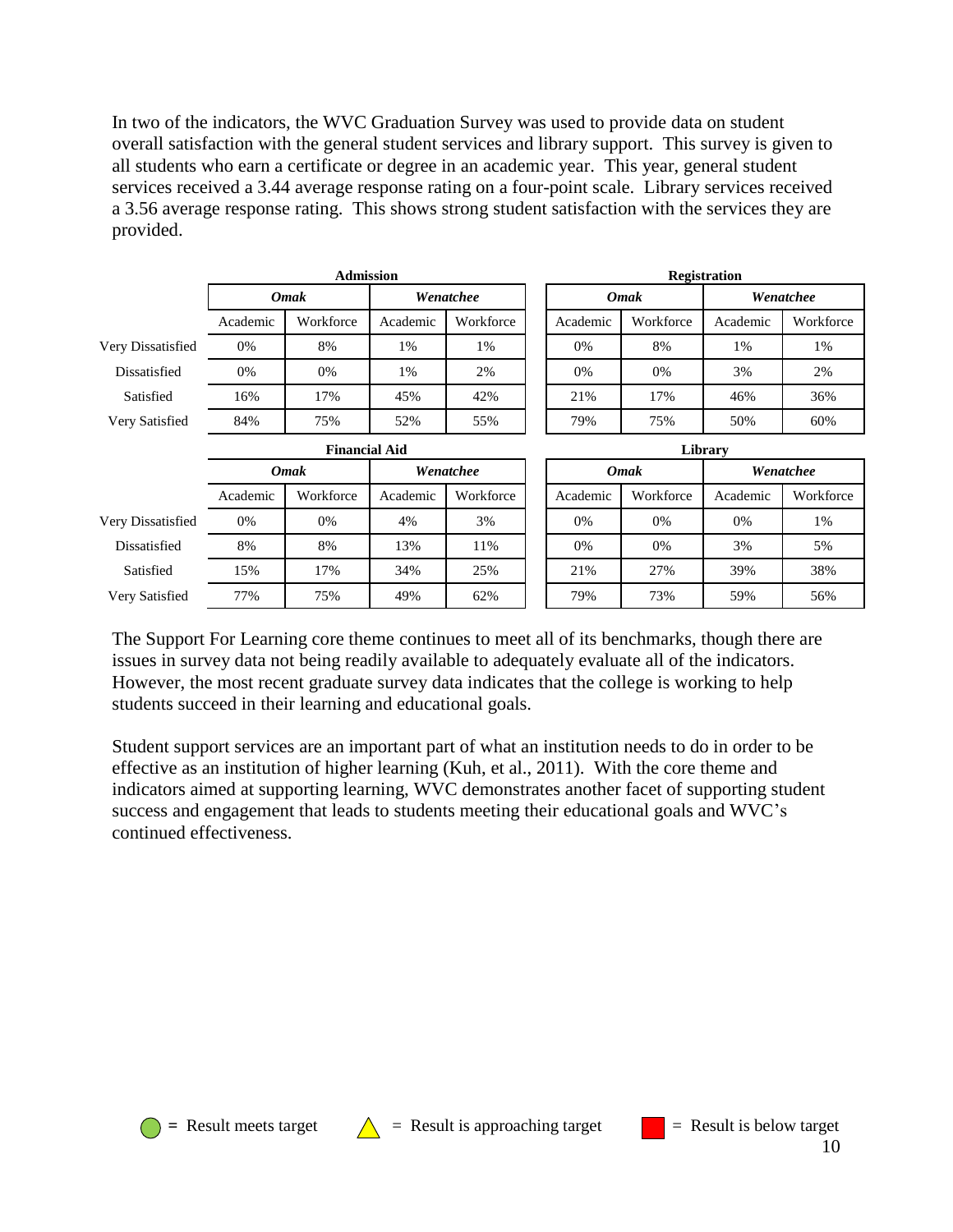In two of the indicators, the WVC Graduation Survey was used to provide data on student overall satisfaction with the general student services and library support. This survey is given to all students who earn a certificate or degree in an academic year. This year, general student services received a 3.44 average response rating on a four-point scale. Library services received a 3.56 average response rating. This shows strong student satisfaction with the services they are provided.

**Admission**

| | Omak | | Wenatchee | |
|---|---|---|---|---|
| | Academic | Workforce | Academic | Workforce |
| Very Dissatisfied | 0% | 8% | 1% | 1% |
| Dissatisfied | 0% | 0% | 1% | 2% |
| Satisfied | 16% | 17% | 45% | 42% |
| Very Satisfied | 84% | 75% | 52% | 55% |

**Registration**

| | Omak | | Wenatchee | |
|---|---|---|---|---|
| | Academic | Workforce | Academic | Workforce |
| Very Dissatisfied | 0% | 8% | 1% | 1% |
| Dissatisfied | 0% | 0% | 3% | 2% |
| Satisfied | 21% | 17% | 46% | 36% |
| Very Satisfied | 79% | 75% | 50% | 60% |

**Financial Aid**

| | Omak | | Wenatchee | |
|---|---|---|---|---|
| | Academic | Workforce | Academic | Workforce |
| Very Dissatisfied | 0% | 0% | 4% | 3% |
| Dissatisfied | 8% | 8% | 13% | 11% |
| Satisfied | 15% | 17% | 34% | 25% |
| Very Satisfied | 77% | 75% | 49% | 62% |

**Library**

| | Omak | | Wenatchee | |
|---|---|---|---|---|
| | Academic | Workforce | Academic | Workforce |
| Very Dissatisfied | 0% | 0% | 0% | 1% |
| Dissatisfied | 0% | 0% | 3% | 5% |
| Satisfied | 21% | 27% | 39% | 38% |
| Very Satisfied | 79% | 73% | 59% | 56% |

The Support For Learning core theme continues to meet all of its benchmarks, though there are issues in survey data not being readily available to adequately evaluate all of the indicators. However, the most recent graduate survey data indicates that the college is working to help students succeed in their learning and educational goals.

Student support services are an important part of what an institution needs to do in order to be effective as an institution of higher learning (Kuh, et al., 2011). With the core theme and indicators aimed at supporting learning, WVC demonstrates another facet of supporting student success and engagement that leads to students meeting their educational goals and WVC's continued effectiveness.

= Result meets target = Result is approaching target = Result is below target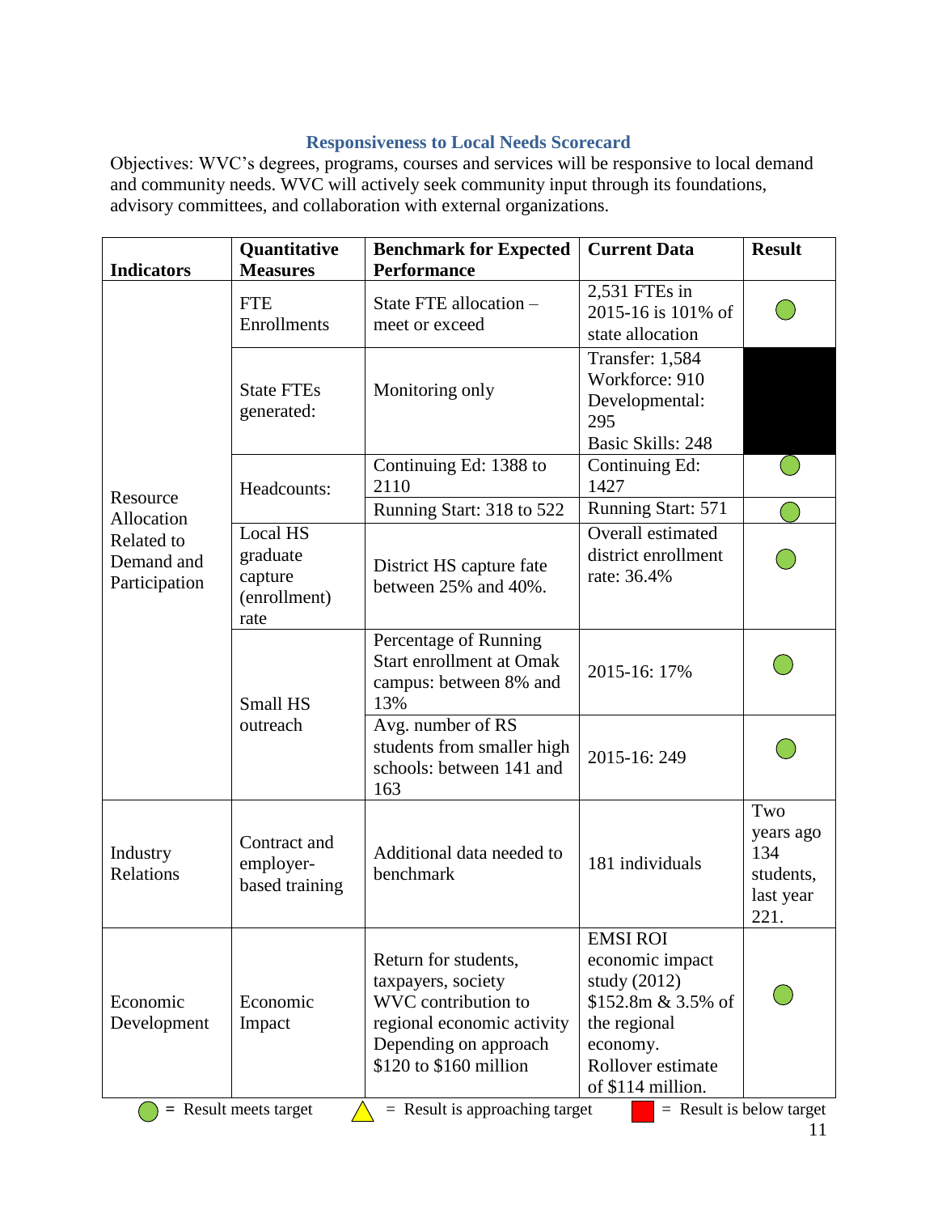## Responsiveness to Local Needs Scorecard

Objectives: WVC's degrees, programs, courses and services will be responsive to local demand and community needs. WVC will actively seek community input through its foundations, advisory committees, and collaboration with external organizations.

| Indicators | Quantitative Measures | Benchmark for Expected Performance | Current Data | Result |
|---|---|---|---|---|
| Resource Allocation Related to Demand and Participation | FTE Enrollments | State FTE allocation – meet or exceed | 2,531 FTEs in 2015-16 is 101% of state allocation | Meets target (green circle) |
| | State FTEs generated: | Monitoring only | Transfer: 1,584<br>Workforce: 910<br>Developmental: 295<br>Basic Skills: 248 | (blacked out) |
| | Headcounts: | Continuing Ed: 1388 to 2110 | Continuing Ed: 1427 | Meets target (green circle) |
| | | Running Start: 318 to 522 | Running Start: 571 | Meets target (green circle) |
| | Local HS graduate capture (enrollment) rate | District HS capture fate between 25% and 40%. | Overall estimated district enrollment rate: 36.4% | Meets target (green circle) |
| | Small HS outreach | Percentage of Running Start enrollment at Omak campus: between 8% and 13% | 2015-16: 17% | Meets target (green circle) |
| | | Avg. number of RS students from smaller high schools: between 141 and 163 | 2015-16: 249 | Meets target (green circle) |
| Industry Relations | Contract and employer-based training | Additional data needed to benchmark | 181 individuals | Two years ago 134 students, last year 221. |
| Economic Development | Economic Impact | Return for students, taxpayers, society<br>WVC contribution to regional economic activity<br>Depending on approach $120 to $160 million | EMSI ROI economic impact study (2012) $152.8m & 3.5% of the regional economy.<br>Rollover estimate of $114 million. | Meets target (green circle) |

Green circle = Result meets target | Yellow triangle = Result is approaching target | Red square = Result is below target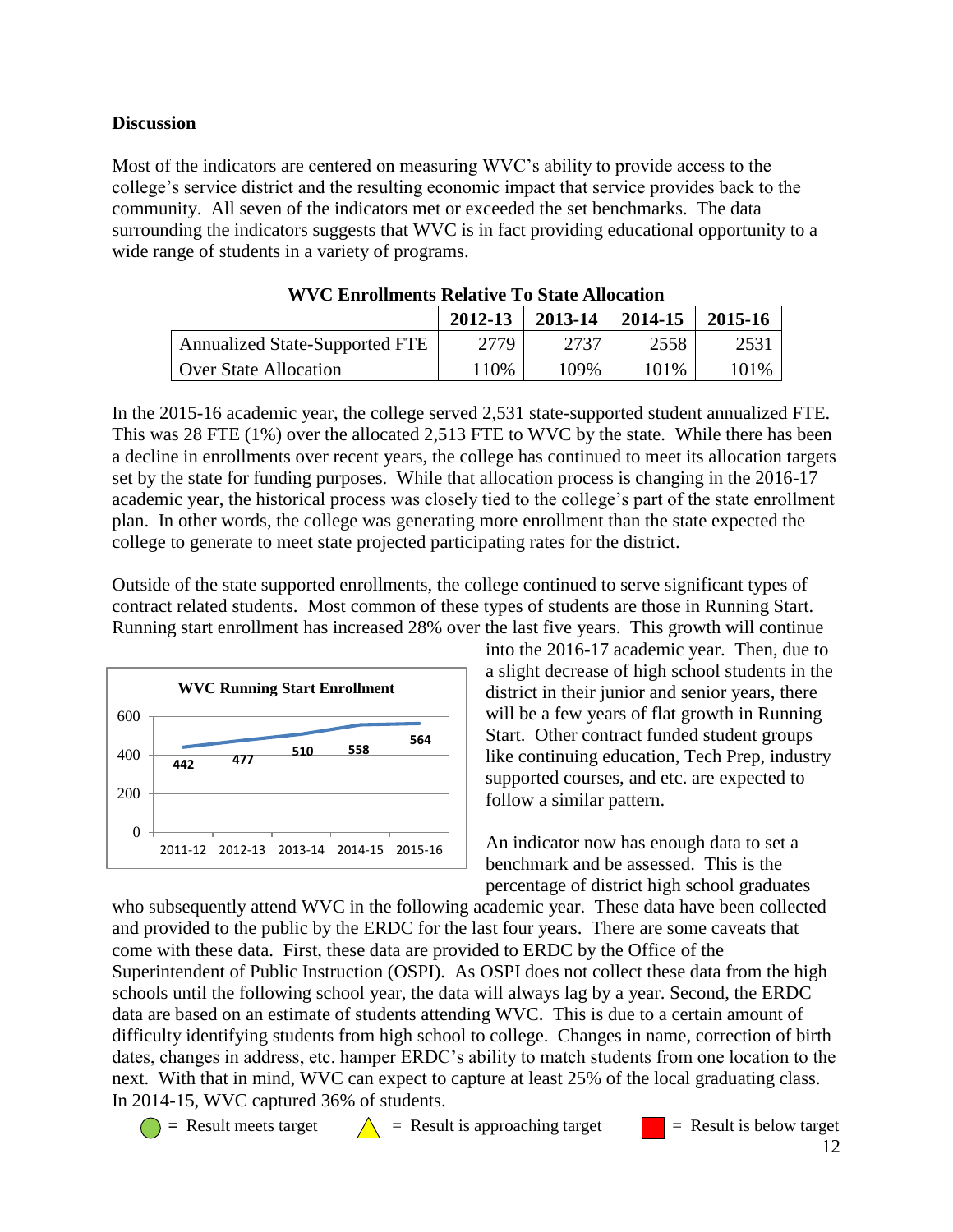**Discussion**

Most of the indicators are centered on measuring WVC's ability to provide access to the college's service district and the resulting economic impact that service provides back to the community. All seven of the indicators met or exceeded the set benchmarks. The data surrounding the indicators suggests that WVC is in fact providing educational opportunity to a wide range of students in a variety of programs.

**WVC Enrollments Relative To State Allocation**

| | 2012-13 | 2013-14 | 2014-15 | 2015-16 |
|---|---|---|---|---|
| Annualized State-Supported FTE | 2779 | 2737 | 2558 | 2531 |
| Over State Allocation | 110% | 109% | 101% | 101% |

In the 2015-16 academic year, the college served 2,531 state-supported student annualized FTE. This was 28 FTE (1%) over the allocated 2,513 FTE to WVC by the state. While there has been a decline in enrollments over recent years, the college has continued to meet its allocation targets set by the state for funding purposes. While that allocation process is changing in the 2016-17 academic year, the historical process was closely tied to the college's part of the state enrollment plan. In other words, the college was generating more enrollment than the state expected the college to generate to meet state projected participating rates for the district.

Outside of the state supported enrollments, the college continued to serve significant types of contract related students. Most common of these types of students are those in Running Start. Running start enrollment has increased 28% over the last five years. This growth will continue into the 2016-17 academic year. Then, due to a slight decrease of high school students in the district in their junior and senior years, there will be a few years of flat growth in Running Start. Other contract funded student groups like continuing education, Tech Prep, industry supported courses, and etc. are expected to follow a similar pattern.

**WVC Running Start Enrollment**

| 2011-12 | 2012-13 | 2013-14 | 2014-15 | 2015-16 |
|---|---|---|---|---|
| 442 | 477 | 510 | 558 | 564 |

An indicator now has enough data to set a benchmark and be assessed. This is the percentage of district high school graduates who subsequently attend WVC in the following academic year. These data have been collected and provided to the public by the ERDC for the last four years. There are some caveats that come with these data. First, these data are provided to ERDC by the Office of the Superintendent of Public Instruction (OSPI). As OSPI does not collect these data from the high schools until the following school year, the data will always lag by a year. Second, the ERDC data are based on an estimate of students attending WVC. This is due to a certain amount of difficulty identifying students from high school to college. Changes in name, correction of birth dates, changes in address, etc. hamper ERDC's ability to match students from one location to the next. With that in mind, WVC can expect to capture at least 25% of the local graduating class. In 2014-15, WVC captured 36% of students.

● = Result meets target ▲ = Result is approaching target ■ = Result is below target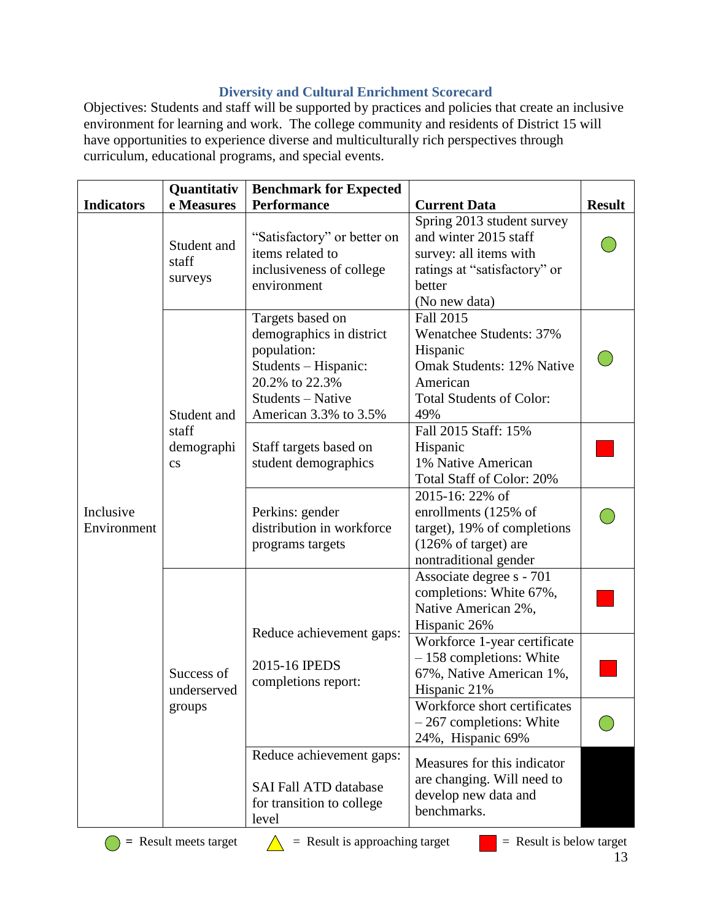## Diversity and Cultural Enrichment Scorecard

Objectives: Students and staff will be supported by practices and policies that create an inclusive environment for learning and work. The college community and residents of District 15 will have opportunities to experience diverse and multiculturally rich perspectives through curriculum, educational programs, and special events.

| Indicators | Quantitative Measures | Benchmark for Expected Performance | Current Data | Result |
|---|---|---|---|---|
| Inclusive Environment | Student and staff surveys | "Satisfactory" or better on items related to inclusiveness of college environment | Spring 2013 student survey and winter 2015 staff survey: all items with ratings at "satisfactory" or better (No new data) | Result meets target |
| | Student and staff demographics | Targets based on demographics in district population: Students – Hispanic: 20.2% to 22.3% Students – Native American 3.3% to 3.5% | Fall 2015 Wenatchee Students: 37% Hispanic Omak Students: 12% Native American Total Students of Color: 49% | Result meets target |
| | | Staff targets based on student demographics | Fall 2015 Staff: 15% Hispanic 1% Native American Total Staff of Color: 20% | Result is below target |
| | | Perkins: gender distribution in workforce programs targets | 2015-16: 22% of enrollments (125% of target), 19% of completions (126% of target) are nontraditional gender | Result meets target |
| | Success of underserved groups | Reduce achievement gaps: 2015-16 IPEDS completions report: | Associate degree s - 701 completions: White 67%, Native American 2%, Hispanic 26% | Result is below target |
| | | | Workforce 1-year certificate – 158 completions: White 67%, Native American 1%, Hispanic 21% | Result is below target |
| | | | Workforce short certificates – 267 completions: White 24%, Hispanic 69% | Result meets target |
| | | Reduce achievement gaps: SAI Fall ATD database for transition to college level | Measures for this indicator are changing. Will need to develop new data and benchmarks. | |

Green circle = Result meets target; Yellow triangle = Result is approaching target; Red square = Result is below target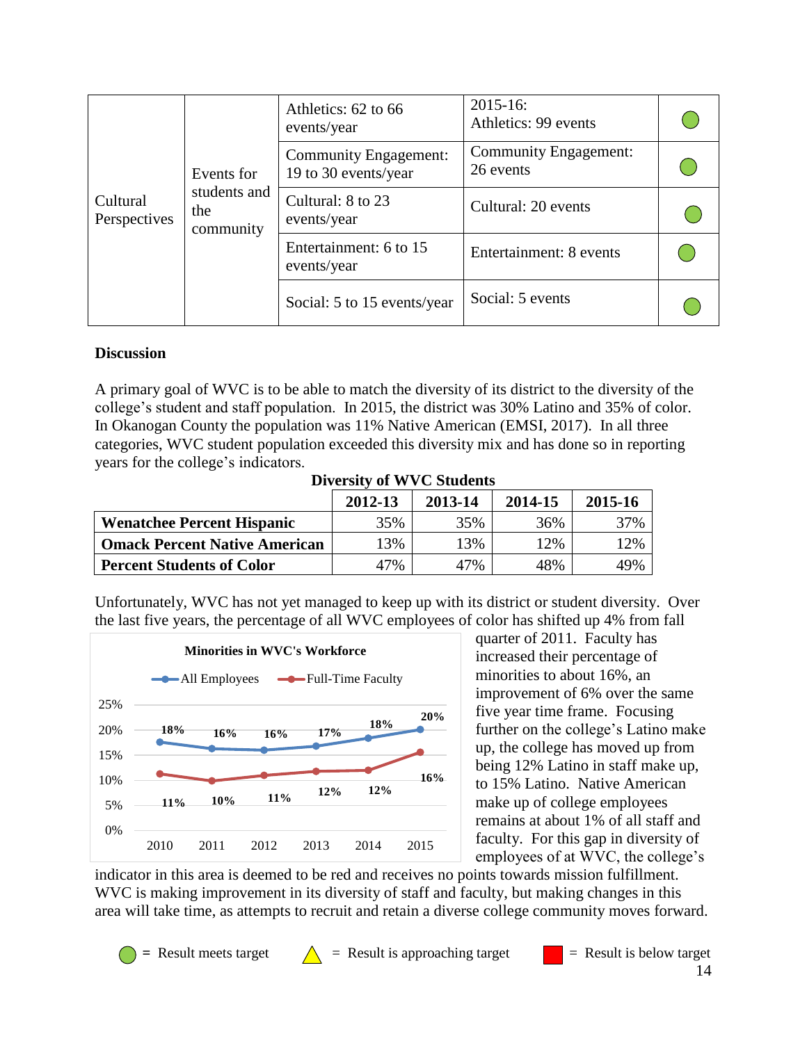| | | | | |
|---|---|---|---|---|
| Cultural Perspectives | Events for students and the community | Athletics: 62 to 66 events/year | 2015-16: Athletics: 99 events | ● |
| | | Community Engagement: 19 to 30 events/year | Community Engagement: 26 events | ● |
| | | Cultural: 8 to 23 events/year | Cultural: 20 events | ● |
| | | Entertainment: 6 to 15 events/year | Entertainment: 8 events | ● |
| | | Social: 5 to 15 events/year | Social: 5 events | ● |

**Discussion**

A primary goal of WVC is to be able to match the diversity of its district to the diversity of the college's student and staff population. In 2015, the district was 30% Latino and 35% of color. In Okanogan County the population was 11% Native American (EMSI, 2017). In all three categories, WVC student population exceeded this diversity mix and has done so in reporting years for the college's indicators.

**Diversity of WVC Students**

| | 2012-13 | 2013-14 | 2014-15 | 2015-16 |
|---|---|---|---|---|
| **Wenatchee Percent Hispanic** | 35% | 35% | 36% | 37% |
| **Omack Percent Native American** | 13% | 13% | 12% | 12% |
| **Percent Students of Color** | 47% | 47% | 48% | 49% |

Unfortunately, WVC has not yet managed to keep up with its district or student diversity. Over the last five years, the percentage of all WVC employees of color has shifted up 4% from fall quarter of 2011. Faculty has increased their percentage of minorities to about 16%, an improvement of 6% over the same five year time frame. Focusing further on the college's Latino make up, the college has moved up from being 12% Latino in staff make up, to 15% Latino. Native American make up of college employees remains at about 1% of all staff and faculty. For this gap in diversity of employees of at WVC, the college's indicator in this area is deemed to be red and receives no points towards mission fulfillment. WVC is making improvement in its diversity of staff and faculty, but making changes in this area will take time, as attempts to recruit and retain a diverse college community moves forward.

**Minorities in WVC's Workforce**

| | 2010 | 2011 | 2012 | 2013 | 2014 | 2015 |
|---|---|---|---|---|---|---|
| All Employees | 18% | 16% | 16% | 17% | 18% | 20% |
| Full-Time Faculty | 11% | 10% | 11% | 12% | 12% | 16% |

● = Result meets target ▲ = Result is approaching target ■ = Result is below target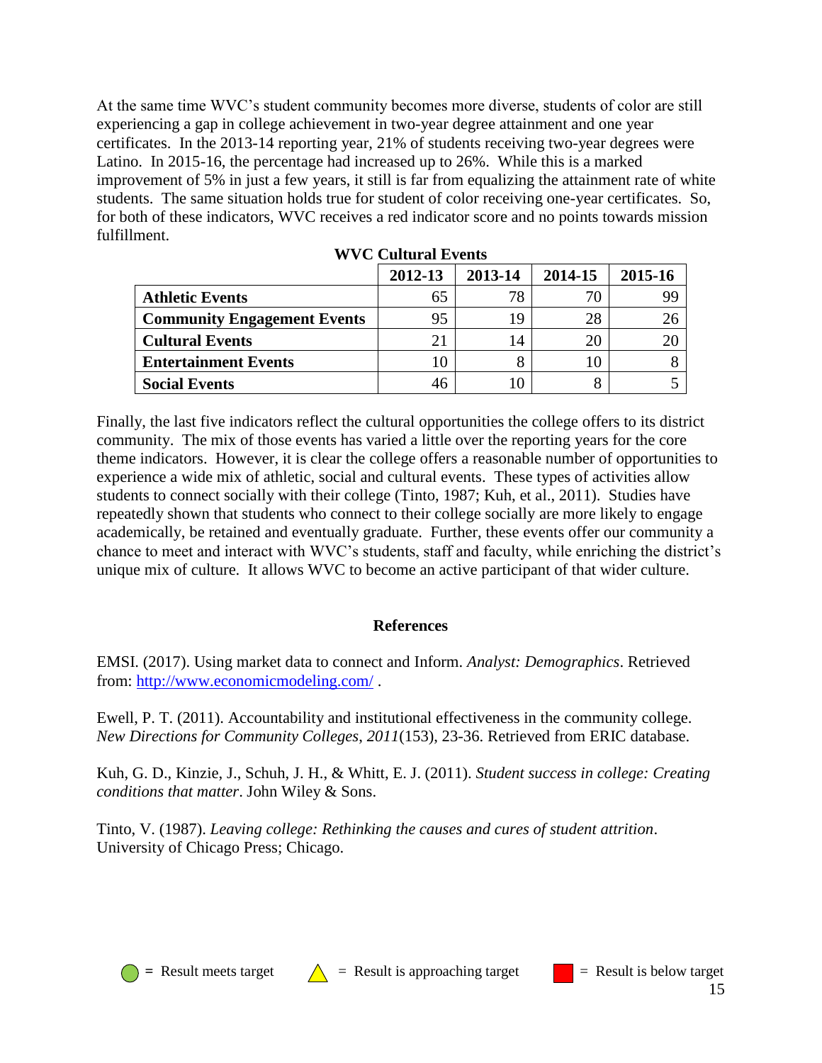At the same time WVC's student community becomes more diverse, students of color are still experiencing a gap in college achievement in two-year degree attainment and one year certificates. In the 2013-14 reporting year, 21% of students receiving two-year degrees were Latino. In 2015-16, the percentage had increased up to 26%. While this is a marked improvement of 5% in just a few years, it still is far from equalizing the attainment rate of white students. The same situation holds true for student of color receiving one-year certificates. So, for both of these indicators, WVC receives a red indicator score and no points towards mission fulfillment.

**WVC Cultural Events**

| | 2012-13 | 2013-14 | 2014-15 | 2015-16 |
|---|---|---|---|---|
| **Athletic Events** | 65 | 78 | 70 | 99 |
| **Community Engagement Events** | 95 | 19 | 28 | 26 |
| **Cultural Events** | 21 | 14 | 20 | 20 |
| **Entertainment Events** | 10 | 8 | 10 | 8 |
| **Social Events** | 46 | 10 | 8 | 5 |

Finally, the last five indicators reflect the cultural opportunities the college offers to its district community. The mix of those events has varied a little over the reporting years for the core theme indicators. However, it is clear the college offers a reasonable number of opportunities to experience a wide mix of athletic, social and cultural events. These types of activities allow students to connect socially with their college (Tinto, 1987; Kuh, et al., 2011). Studies have repeatedly shown that students who connect to their college socially are more likely to engage academically, be retained and eventually graduate. Further, these events offer our community a chance to meet and interact with WVC's students, staff and faculty, while enriching the district's unique mix of culture. It allows WVC to become an active participant of that wider culture.

## References

EMSI. (2017). Using market data to connect and Inform. *Analyst: Demographics*. Retrieved from: http://www.economicmodeling.com/ .

Ewell, P. T. (2011). Accountability and institutional effectiveness in the community college. *New Directions for Community Colleges*, *2011*(153), 23-36. Retrieved from ERIC database.

Kuh, G. D., Kinzie, J., Schuh, J. H., & Whitt, E. J. (2011). *Student success in college: Creating conditions that matter*. John Wiley & Sons.

Tinto, V. (1987). *Leaving college: Rethinking the causes and cures of student attrition*. University of Chicago Press; Chicago.

= Result meets target = Result is approaching target = Result is below target